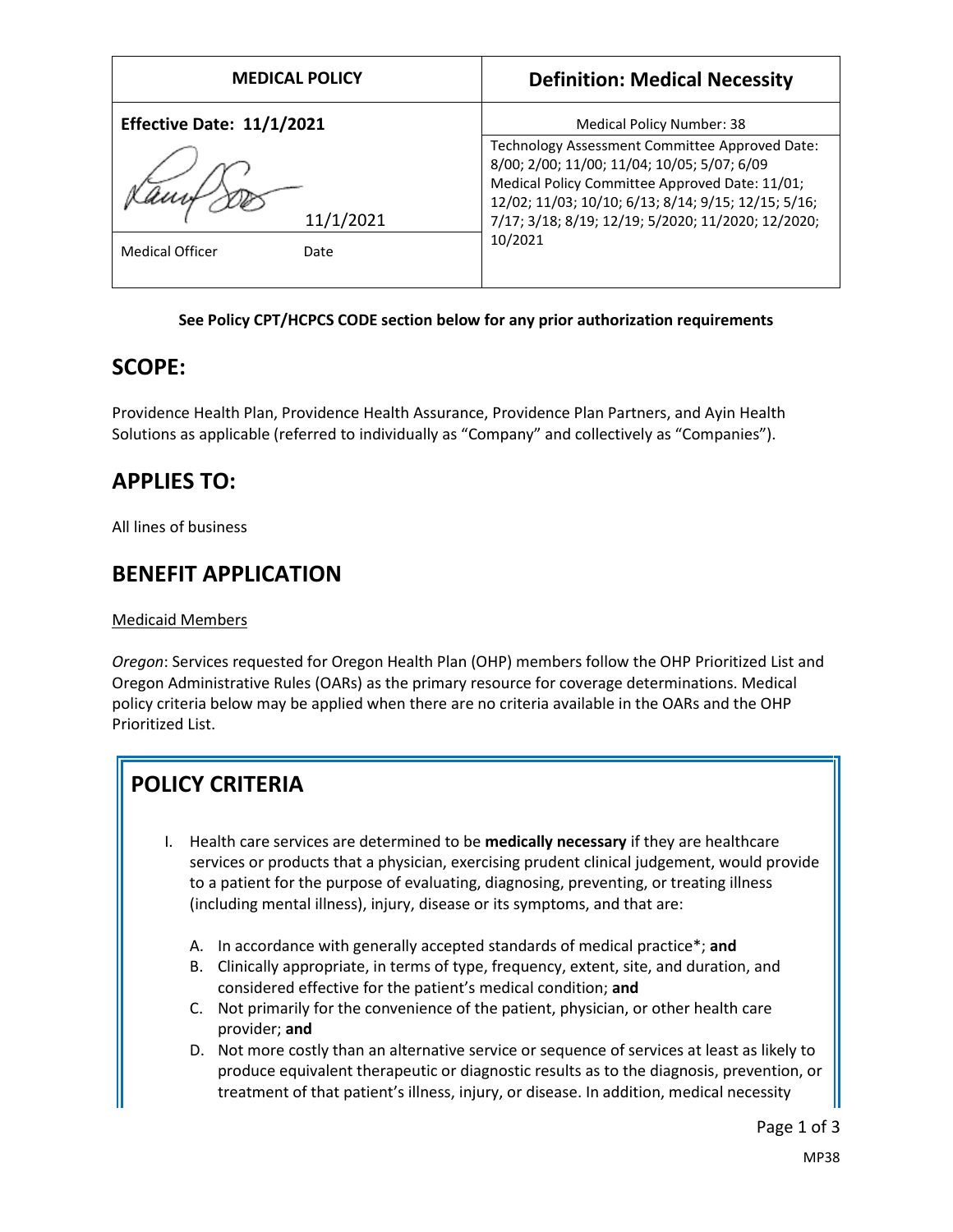| MEDICAL POLICY | Definition: Medical Necessity |
| --- | --- |
| **Effective Date: 11/1/2021** | Medical Policy Number: 38 |
| 11/1/2021 | Technology Assessment Committee Approved Date: 8/00; 2/00; 11/00; 11/04; 10/05; 5/07; 6/09 Medical Policy Committee Approved Date: 11/01; 12/02; 11/03; 10/10; 6/13; 8/14; 9/15; 12/15; 5/16; 7/17; 3/18; 8/19; 12/19; 5/2020; 11/2020; 12/2020; 10/2021 |
| Medical Officer Date | |

**See Policy CPT/HCPCS CODE section below for any prior authorization requirements**

## SCOPE:

Providence Health Plan, Providence Health Assurance, Providence Plan Partners, and Ayin Health Solutions as applicable (referred to individually as "Company" and collectively as "Companies").

## APPLIES TO:

All lines of business

## BENEFIT APPLICATION

Medicaid Members

*Oregon*: Services requested for Oregon Health Plan (OHP) members follow the OHP Prioritized List and Oregon Administrative Rules (OARs) as the primary resource for coverage determinations. Medical policy criteria below may be applied when there are no criteria available in the OARs and the OHP Prioritized List.

## POLICY CRITERIA

I. Health care services are determined to be **medically necessary** if they are healthcare services or products that a physician, exercising prudent clinical judgement, would provide to a patient for the purpose of evaluating, diagnosing, preventing, or treating illness (including mental illness), injury, disease or its symptoms, and that are:

   A. In accordance with generally accepted standards of medical practice*; **and**
   B. Clinically appropriate, in terms of type, frequency, extent, site, and duration, and considered effective for the patient's medical condition; **and**
   C. Not primarily for the convenience of the patient, physician, or other health care provider; **and**
   D. Not more costly than an alternative service or sequence of services at least as likely to produce equivalent therapeutic or diagnostic results as to the diagnosis, prevention, or treatment of that patient's illness, injury, or disease. In addition, medical necessity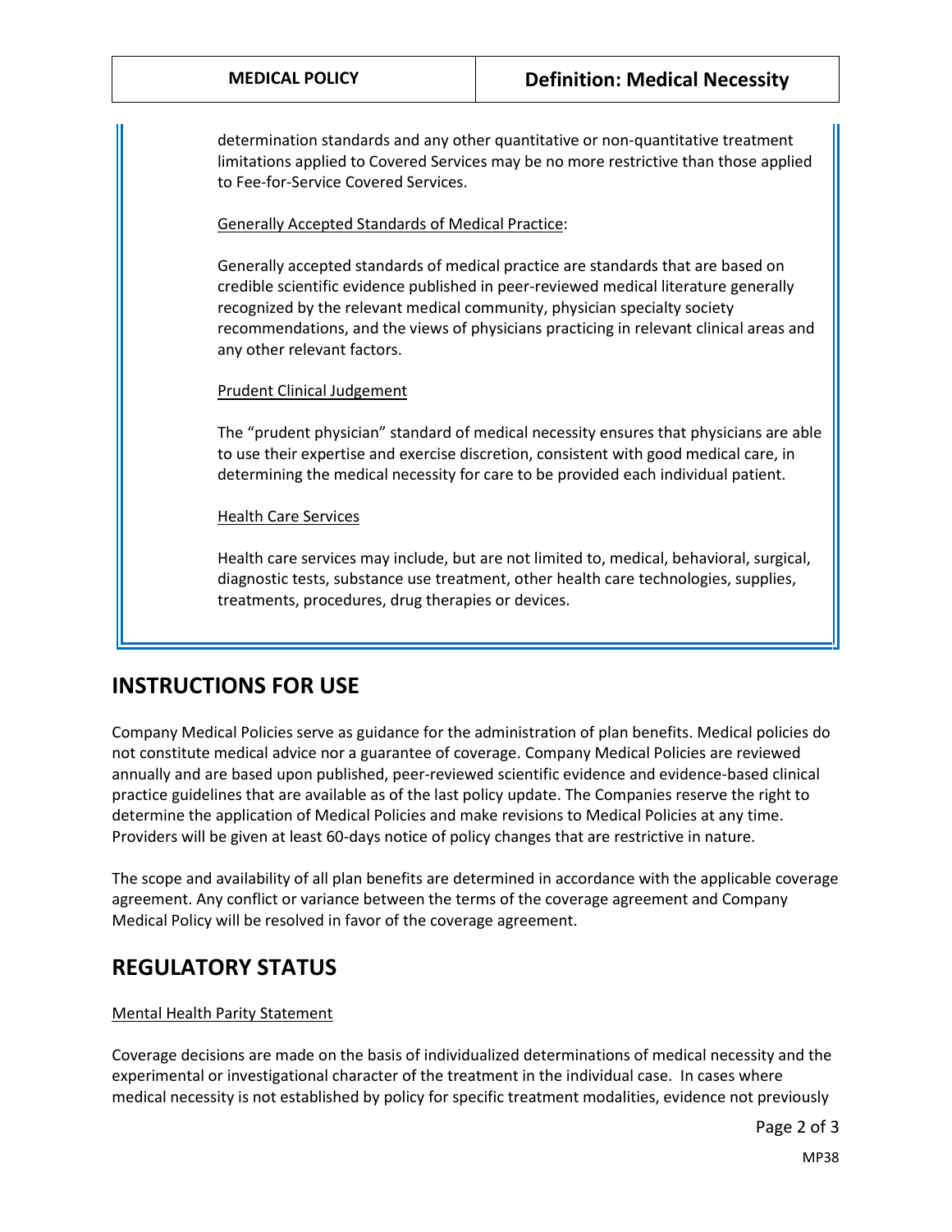determination standards and any other quantitative or non-quantitative treatment limitations applied to Covered Services may be no more restrictive than those applied to Fee-for-Service Covered Services.

Generally Accepted Standards of Medical Practice:

Generally accepted standards of medical practice are standards that are based on credible scientific evidence published in peer-reviewed medical literature generally recognized by the relevant medical community, physician specialty society recommendations, and the views of physicians practicing in relevant clinical areas and any other relevant factors.

Prudent Clinical Judgement

The "prudent physician" standard of medical necessity ensures that physicians are able to use their expertise and exercise discretion, consistent with good medical care, in determining the medical necessity for care to be provided each individual patient.

Health Care Services

Health care services may include, but are not limited to, medical, behavioral, surgical, diagnostic tests, substance use treatment, other health care technologies, supplies, treatments, procedures, drug therapies or devices.

# INSTRUCTIONS FOR USE

Company Medical Policies serve as guidance for the administration of plan benefits. Medical policies do not constitute medical advice nor a guarantee of coverage. Company Medical Policies are reviewed annually and are based upon published, peer-reviewed scientific evidence and evidence-based clinical practice guidelines that are available as of the last policy update. The Companies reserve the right to determine the application of Medical Policies and make revisions to Medical Policies at any time. Providers will be given at least 60-days notice of policy changes that are restrictive in nature.

The scope and availability of all plan benefits are determined in accordance with the applicable coverage agreement. Any conflict or variance between the terms of the coverage agreement and Company Medical Policy will be resolved in favor of the coverage agreement.

# REGULATORY STATUS

Mental Health Parity Statement

Coverage decisions are made on the basis of individualized determinations of medical necessity and the experimental or investigational character of the treatment in the individual case. In cases where medical necessity is not established by policy for specific treatment modalities, evidence not previously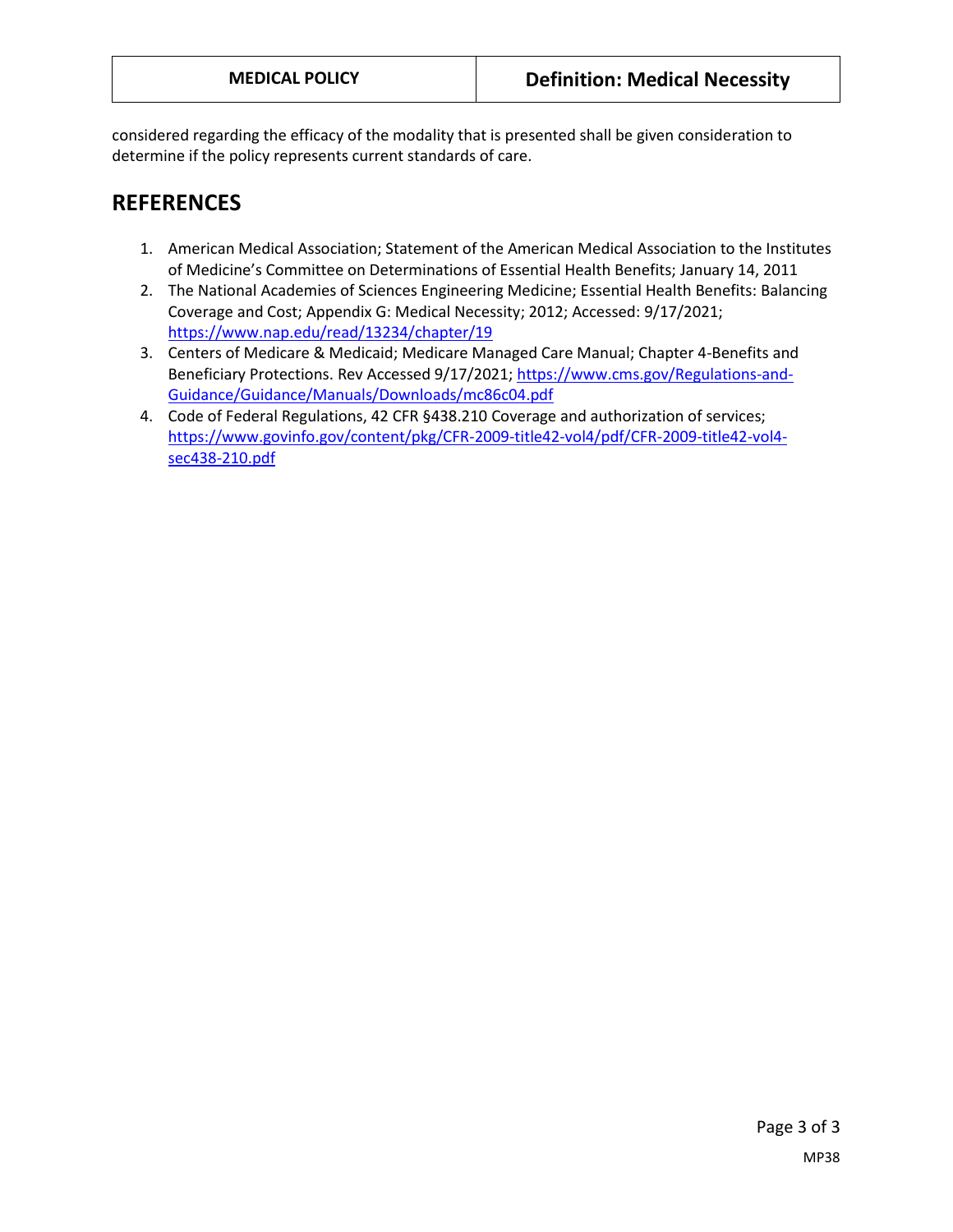considered regarding the efficacy of the modality that is presented shall be given consideration to determine if the policy represents current standards of care.

## REFERENCES

1. American Medical Association; Statement of the American Medical Association to the Institutes of Medicine's Committee on Determinations of Essential Health Benefits; January 14, 2011
2. The National Academies of Sciences Engineering Medicine; Essential Health Benefits: Balancing Coverage and Cost; Appendix G: Medical Necessity; 2012; Accessed: 9/17/2021; https://www.nap.edu/read/13234/chapter/19
3. Centers of Medicare & Medicaid; Medicare Managed Care Manual; Chapter 4-Benefits and Beneficiary Protections. Rev Accessed 9/17/2021; https://www.cms.gov/Regulations-and-Guidance/Guidance/Manuals/Downloads/mc86c04.pdf
4. Code of Federal Regulations, 42 CFR §438.210 Coverage and authorization of services; https://www.govinfo.gov/content/pkg/CFR-2009-title42-vol4/pdf/CFR-2009-title42-vol4-sec438-210.pdf